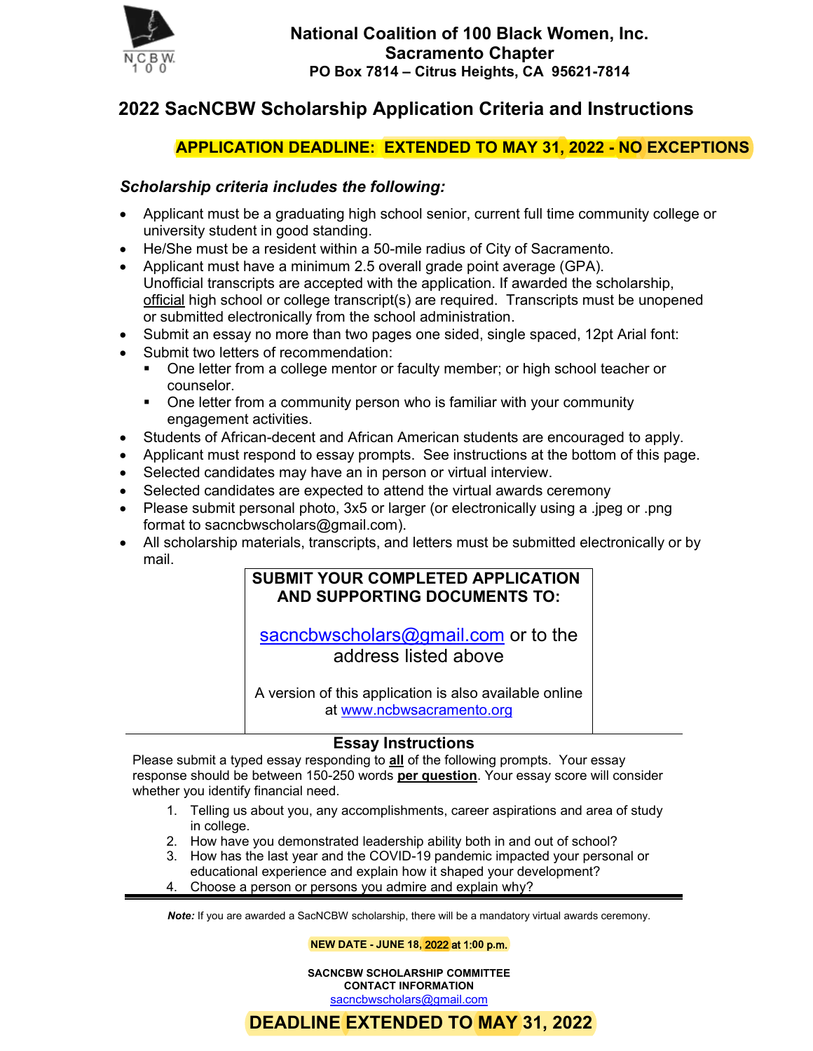# National Coalition of 100 Black Women, Inc.
## Sacramento Chapter
**PO Box 7814 – Citrus Heights, CA 95621-7814**

## 2022 SacNCBW Scholarship Application Criteria and Instructions

**APPLICATION DEADLINE: EXTENDED TO MAY 31, 2022 - NO EXCEPTIONS**

***Scholarship criteria includes the following:***

- Applicant must be a graduating high school senior, current full time community college or university student in good standing.
- He/She must be a resident within a 50-mile radius of City of Sacramento.
- Applicant must have a minimum 2.5 overall grade point average (GPA). Unofficial transcripts are accepted with the application. If awarded the scholarship, official high school or college transcript(s) are required. Transcripts must be unopened or submitted electronically from the school administration.
- Submit an essay no more than two pages one sided, single spaced, 12pt Arial font:
- Submit two letters of recommendation:
  - One letter from a college mentor or faculty member; or high school teacher or counselor.
  - One letter from a community person who is familiar with your community engagement activities.
- Students of African-decent and African American students are encouraged to apply.
- Applicant must respond to essay prompts. See instructions at the bottom of this page.
- Selected candidates may have an in person or virtual interview.
- Selected candidates are expected to attend the virtual awards ceremony
- Please submit personal photo, 3x5 or larger (or electronically using a .jpeg or .png format to sacncbwscholars@gmail.com).
- All scholarship materials, transcripts, and letters must be submitted electronically or by mail.

**SUBMIT YOUR COMPLETED APPLICATION AND SUPPORTING DOCUMENTS TO:**

sacncbwscholars@gmail.com or to the address listed above

A version of this application is also available online at www.ncbwsacramento.org

### Essay Instructions

Please submit a typed essay responding to **all** of the following prompts. Your essay response should be between 150-250 words **per question**. Your essay score will consider whether you identify financial need.

1. Telling us about you, any accomplishments, career aspirations and area of study in college.
2. How have you demonstrated leadership ability both in and out of school?
3. How has the last year and the COVID-19 pandemic impacted your personal or educational experience and explain how it shaped your development?
4. Choose a person or persons you admire and explain why?

***Note:*** If you are awarded a SacNCBW scholarship, there will be a mandatory virtual awards ceremony.

**NEW DATE - JUNE 18, 2022 at 1:00 p.m.**

**SACNCBW SCHOLARSHIP COMMITTEE**
**CONTACT INFORMATION**
sacncbwscholars@gmail.com

**DEADLINE EXTENDED TO MAY 31, 2022**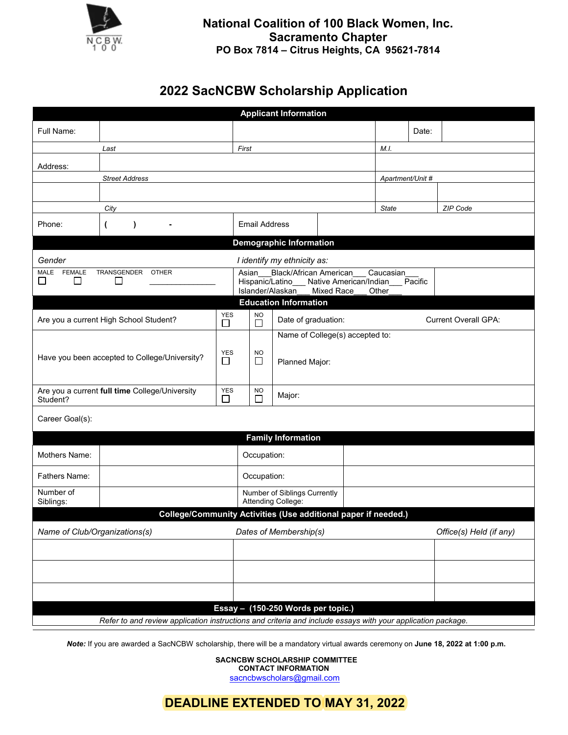N C B W
1 0 0

# National Coalition of 100 Black Women, Inc.
## Sacramento Chapter
### PO Box 7814 – Citrus Heights, CA 95621-7814

## 2022 SacNCBW Scholarship Application

| Applicant Information | | | | |
|---|---|---|---|---|
| Full Name: | | | | Date: |
| | *Last* | *First* | *M.I.* | |
| Address: | | | | |
| | *Street Address* | | *Apartment/Unit #* | |
| | | | | |
| | *City* | | *State* | *ZIP Code* |
| Phone: | ( ) - | Email Address | | |

| Demographic Information | |
|---|---|
| *Gender* | *I identify my ethnicity as:* |
| MALE ☐ FEMALE ☐ TRANSGENDER ☐ OTHER _______________ | Asian___ Black/African American___ Caucasian___ Hispanic/Latino___ Native American/Indian___ Pacific Islander/Alaskan___ Mixed Race___ Other___ |

| Education Information | | | |
|---|---|---|---|
| Are you a current High School Student? | YES ☐ | NO ☐ | Date of graduation: Current Overall GPA: |
| Have you been accepted to College/University? | YES ☐ | NO ☐ | Name of College(s) accepted to: Planned Major: |
| Are you a current **full time** College/University Student? | YES ☐ | NO ☐ | Major: |
| Career Goal(s): | | | |

| Family Information | | | |
|---|---|---|---|
| Mothers Name: | | Occupation: | |
| Fathers Name: | | Occupation: | |
| Number of Siblings: | | Number of Siblings Currently Attending College: | |

| College/Community Activities (Use additional paper if needed.) | | |
|---|---|---|
| *Name of Club/Organizations(s)* | *Dates of Membership(s)* | *Office(s) Held (if any)* |
| | | |
| | | |
| | | |

**Essay – (150-250 Words per topic.)**

*Refer to and review application instructions and criteria and include essays with your application package.*

***Note:*** If you are awarded a SacNCBW scholarship, there will be a mandatory virtual awards ceremony on **June 18, 2022 at 1:00 p.m.**

**SACNCBW SCHOLARSHIP COMMITTEE**
**CONTACT INFORMATION**
sacncbwscholars@gmail.com

**DEADLINE EXTENDED TO MAY 31, 2022**